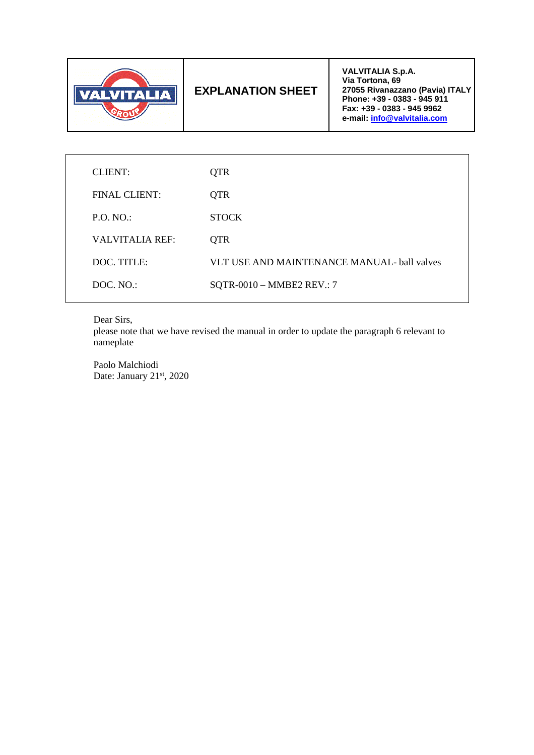| | EXPLANATION SHEET | VALVITALIA S.p.A.<br>Via Tortona, 69<br>27055 Rivanazzano (Pavia) ITALY<br>Phone: +39 - 0383 - 945 911<br>Fax: +39 - 0383 - 945 9962<br>e-mail: info@valvitalia.com |
|---|---|---|

| | |
|---|---|
| CLIENT: | QTR |
| FINAL CLIENT: | QTR |
| P.O. NO.: | STOCK |
| VALVITALIA REF: | QTR |
| DOC. TITLE: | VLT USE AND MAINTENANCE MANUAL- ball valves |
| DOC. NO.: | SQTR-0010 – MMBE2 REV.: 7 |

Dear Sirs,
please note that we have revised the manual in order to update the paragraph 6 relevant to nameplate

Paolo Malchiodi
Date: January 21st, 2020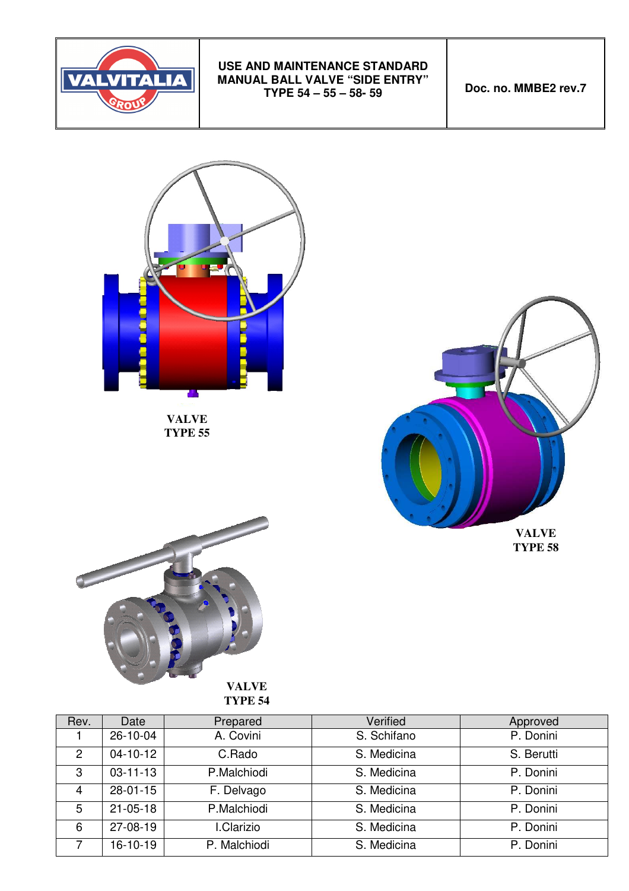| | USE AND MAINTENANCE STANDARD MANUAL BALL VALVE "SIDE ENTRY" TYPE 54 – 55 – 58- 59 | Doc. no. MMBE2 rev.7 |
|---|---|---|

VALVE TYPE 55

VALVE TYPE 58

VALVE TYPE 54

| Rev. | Date | Prepared | Verified | Approved |
|---|---|---|---|---|
| 1 | 26-10-04 | A. Covini | S. Schifano | P. Donini |
| 2 | 04-10-12 | C.Rado | S. Medicina | S. Berutti |
| 3 | 03-11-13 | P.Malchiodi | S. Medicina | P. Donini |
| 4 | 28-01-15 | F. Delvago | S. Medicina | P. Donini |
| 5 | 21-05-18 | P.Malchiodi | S. Medicina | P. Donini |
| 6 | 27-08-19 | I.Clarizio | S. Medicina | P. Donini |
| 7 | 16-10-19 | P. Malchiodi | S. Medicina | P. Donini |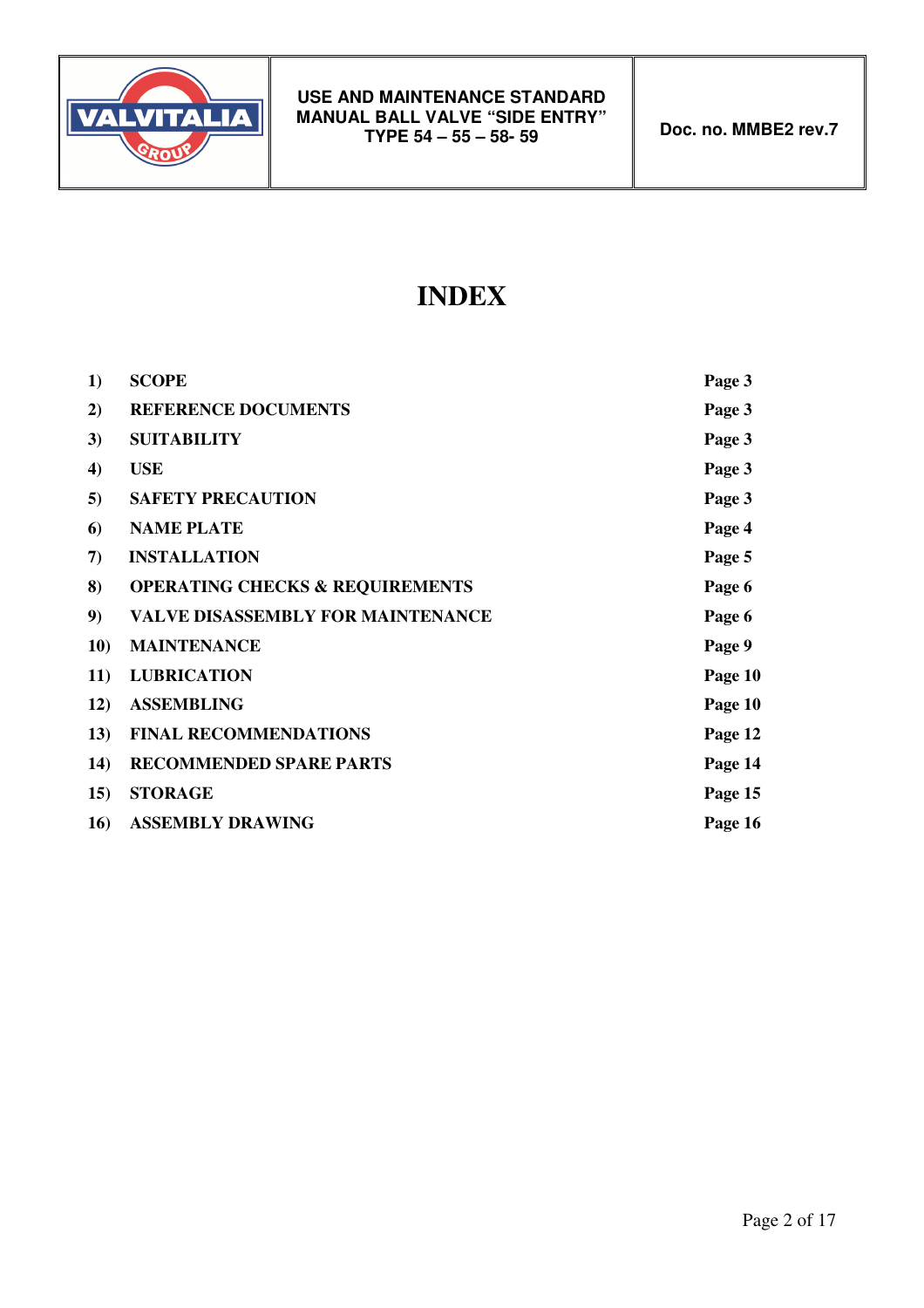# INDEX

| | | |
|---|---|---|
| 1) | SCOPE | Page 3 |
| 2) | REFERENCE DOCUMENTS | Page 3 |
| 3) | SUITABILITY | Page 3 |
| 4) | USE | Page 3 |
| 5) | SAFETY PRECAUTION | Page 3 |
| 6) | NAME PLATE | Page 4 |
| 7) | INSTALLATION | Page 5 |
| 8) | OPERATING CHECKS & REQUIREMENTS | Page 6 |
| 9) | VALVE DISASSEMBLY FOR MAINTENANCE | Page 6 |
| 10) | MAINTENANCE | Page 9 |
| 11) | LUBRICATION | Page 10 |
| 12) | ASSEMBLING | Page 10 |
| 13) | FINAL RECOMMENDATIONS | Page 12 |
| 14) | RECOMMENDED SPARE PARTS | Page 14 |
| 15) | STORAGE | Page 15 |
| 16) | ASSEMBLY DRAWING | Page 16 |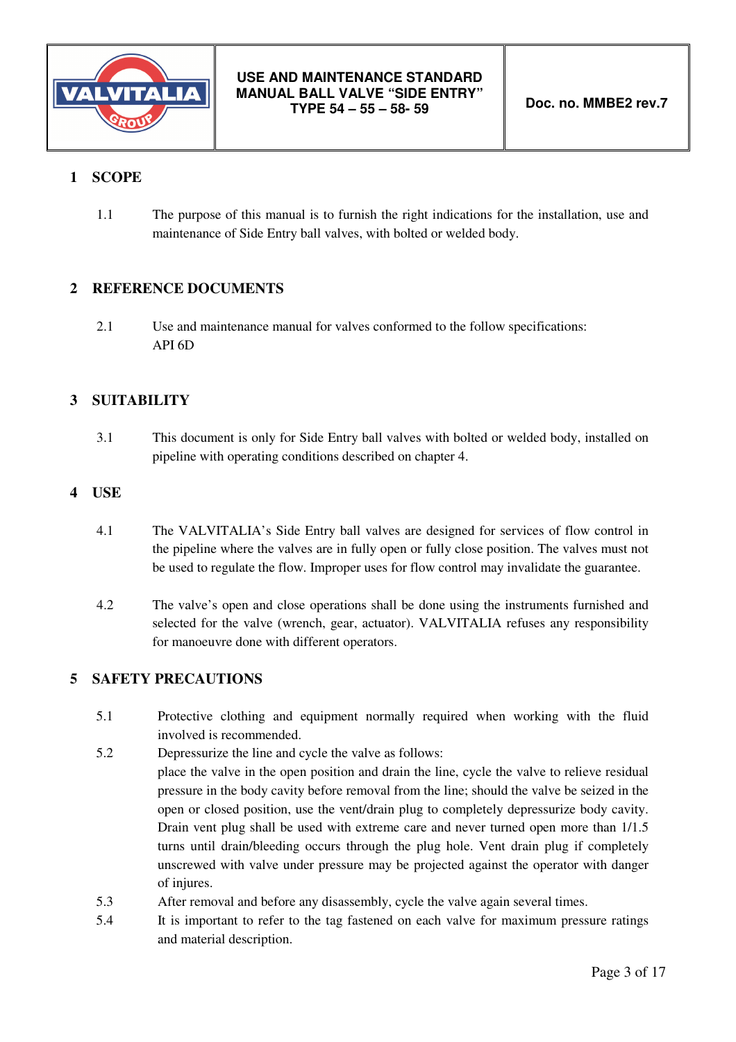## 1 SCOPE

1.1 The purpose of this manual is to furnish the right indications for the installation, use and maintenance of Side Entry ball valves, with bolted or welded body.

## 2 REFERENCE DOCUMENTS

2.1 Use and maintenance manual for valves conformed to the follow specifications:
API 6D

## 3 SUITABILITY

3.1 This document is only for Side Entry ball valves with bolted or welded body, installed on pipeline with operating conditions described on chapter 4.

## 4 USE

4.1 The VALVITALIA's Side Entry ball valves are designed for services of flow control in the pipeline where the valves are in fully open or fully close position. The valves must not be used to regulate the flow. Improper uses for flow control may invalidate the guarantee.

4.2 The valve's open and close operations shall be done using the instruments furnished and selected for the valve (wrench, gear, actuator). VALVITALIA refuses any responsibility for manoeuvre done with different operators.

## 5 SAFETY PRECAUTIONS

5.1 Protective clothing and equipment normally required when working with the fluid involved is recommended.

5.2 Depressurize the line and cycle the valve as follows:
place the valve in the open position and drain the line, cycle the valve to relieve residual pressure in the body cavity before removal from the line; should the valve be seized in the open or closed position, use the vent/drain plug to completely depressurize body cavity. Drain vent plug shall be used with extreme care and never turned open more than 1/1.5 turns until drain/bleeding occurs through the plug hole. Vent drain plug if completely unscrewed with valve under pressure may be projected against the operator with danger of injures.

5.3 After removal and before any disassembly, cycle the valve again several times.

5.4 It is important to refer to the tag fastened on each valve for maximum pressure ratings and material description.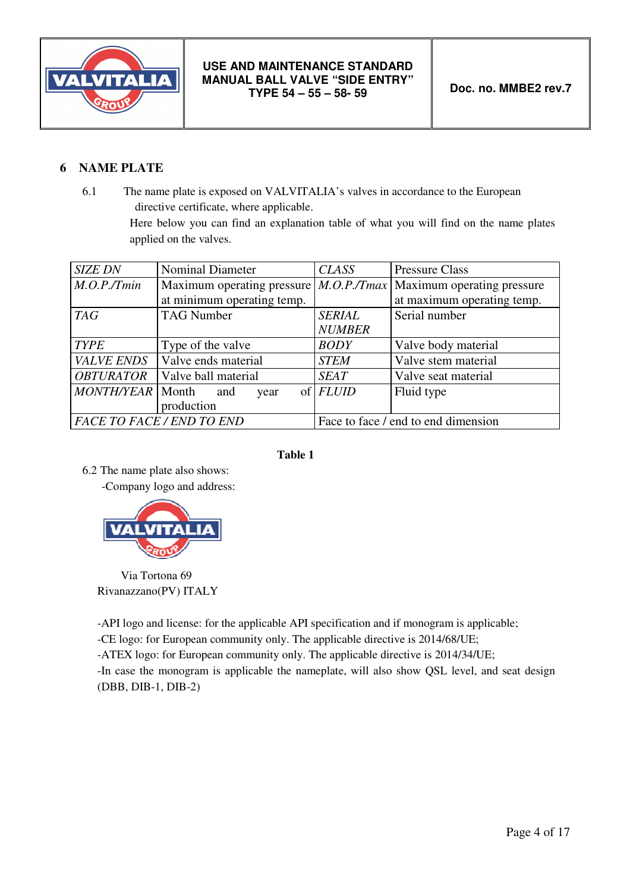## 6 NAME PLATE

6.1 The name plate is exposed on VALVITALIA's valves in accordance to the European directive certificate, where applicable.

Here below you can find an explanation table of what you will find on the name plates applied on the valves.

| | | | |
|---|---|---|---|
| *SIZE DN* | Nominal Diameter | *CLASS* | Pressure Class |
| *M.O.P./Tmin* | Maximum operating pressure at minimum operating temp. | *M.O.P./Tmax* | Maximum operating pressure at maximum operating temp. |
| *TAG* | TAG Number | *SERIAL NUMBER* | Serial number |
| *TYPE* | Type of the valve | *BODY* | Valve body material |
| *VALVE ENDS* | Valve ends material | *STEM* | Valve stem material |
| *OBTURATOR* | Valve ball material | *SEAT* | Valve seat material |
| *MONTH/YEAR* | Month and year of production | *FLUID* | Fluid type |
| *FACE TO FACE / END TO END* | | Face to face / end to end dimension | |

**Table 1**

6.2 The name plate also shows:

-Company logo and address:

VALVITALIA GROUP

Via Tortona 69
Rivanazzano(PV) ITALY

-API logo and license: for the applicable API specification and if monogram is applicable;
-CE logo: for European community only. The applicable directive is 2014/68/UE;
-ATEX logo: for European community only. The applicable directive is 2014/34/UE;
-In case the monogram is applicable the nameplate, will also show QSL level, and seat design (DBB, DIB-1, DIB-2)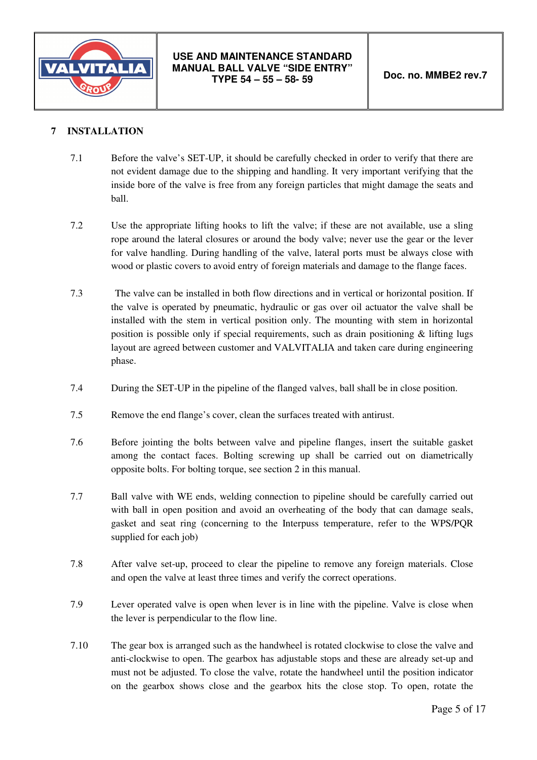## 7 INSTALLATION

7.1 Before the valve's SET-UP, it should be carefully checked in order to verify that there are not evident damage due to the shipping and handling. It very important verifying that the inside bore of the valve is free from any foreign particles that might damage the seats and ball.

7.2 Use the appropriate lifting hooks to lift the valve; if these are not available, use a sling rope around the lateral closures or around the body valve; never use the gear or the lever for valve handling. During handling of the valve, lateral ports must be always close with wood or plastic covers to avoid entry of foreign materials and damage to the flange faces.

7.3 The valve can be installed in both flow directions and in vertical or horizontal position. If the valve is operated by pneumatic, hydraulic or gas over oil actuator the valve shall be installed with the stem in vertical position only. The mounting with stem in horizontal position is possible only if special requirements, such as drain positioning & lifting lugs layout are agreed between customer and VALVITALIA and taken care during engineering phase.

7.4 During the SET-UP in the pipeline of the flanged valves, ball shall be in close position.

7.5 Remove the end flange's cover, clean the surfaces treated with antirust.

7.6 Before jointing the bolts between valve and pipeline flanges, insert the suitable gasket among the contact faces. Bolting screwing up shall be carried out on diametrically opposite bolts. For bolting torque, see section 2 in this manual.

7.7 Ball valve with WE ends, welding connection to pipeline should be carefully carried out with ball in open position and avoid an overheating of the body that can damage seals, gasket and seat ring (concerning to the Interpuss temperature, refer to the WPS/PQR supplied for each job)

7.8 After valve set-up, proceed to clear the pipeline to remove any foreign materials. Close and open the valve at least three times and verify the correct operations.

7.9 Lever operated valve is open when lever is in line with the pipeline. Valve is close when the lever is perpendicular to the flow line.

7.10 The gear box is arranged such as the handwheel is rotated clockwise to close the valve and anti-clockwise to open. The gearbox has adjustable stops and these are already set-up and must not be adjusted. To close the valve, rotate the handwheel until the position indicator on the gearbox shows close and the gearbox hits the close stop. To open, rotate the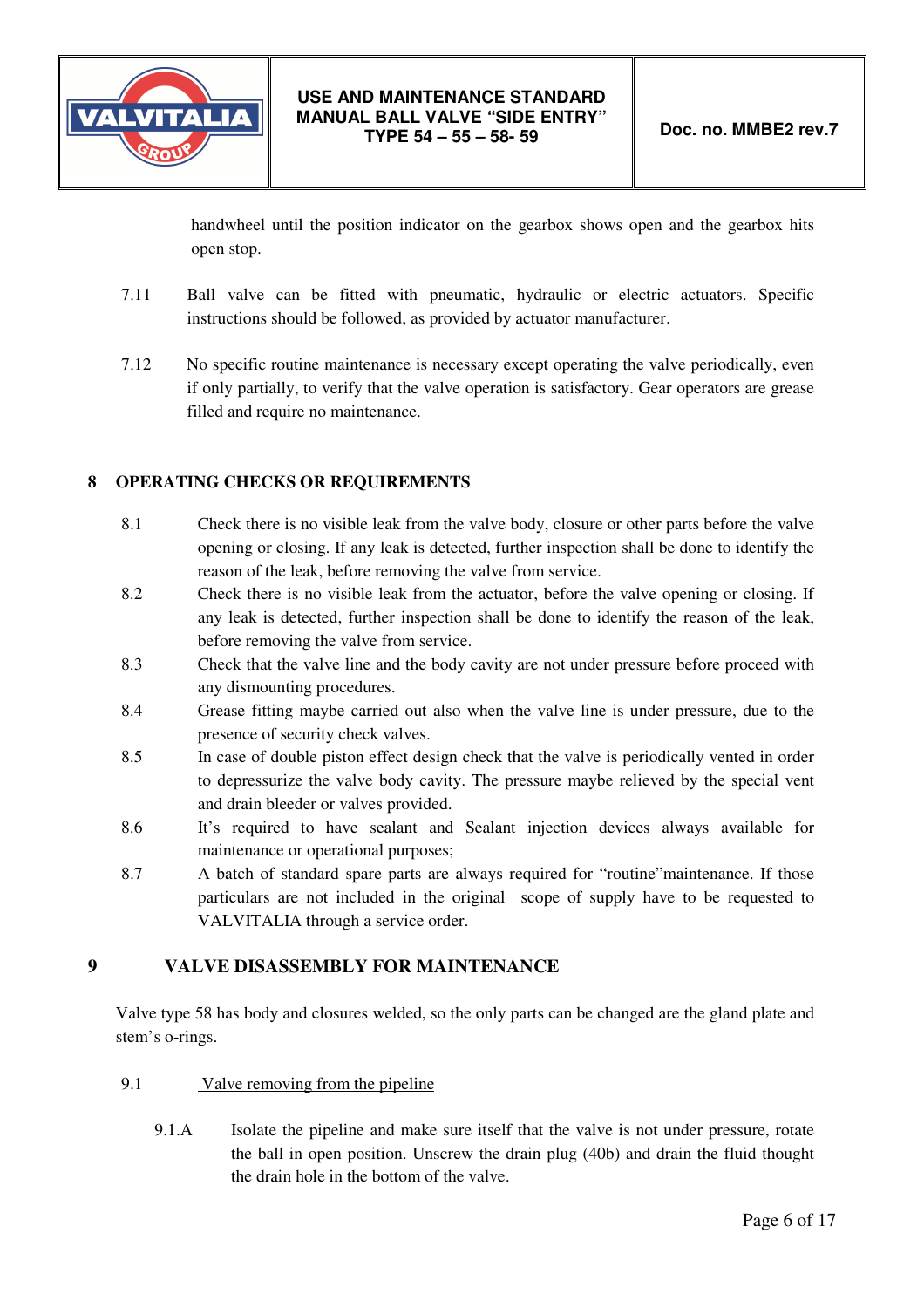handwheel until the position indicator on the gearbox shows open and the gearbox hits open stop.

7.11 Ball valve can be fitted with pneumatic, hydraulic or electric actuators. Specific instructions should be followed, as provided by actuator manufacturer.

7.12 No specific routine maintenance is necessary except operating the valve periodically, even if only partially, to verify that the valve operation is satisfactory. Gear operators are grease filled and require no maintenance.

## 8 OPERATING CHECKS OR REQUIREMENTS

8.1 Check there is no visible leak from the valve body, closure or other parts before the valve opening or closing. If any leak is detected, further inspection shall be done to identify the reason of the leak, before removing the valve from service.

8.2 Check there is no visible leak from the actuator, before the valve opening or closing. If any leak is detected, further inspection shall be done to identify the reason of the leak, before removing the valve from service.

8.3 Check that the valve line and the body cavity are not under pressure before proceed with any dismounting procedures.

8.4 Grease fitting maybe carried out also when the valve line is under pressure, due to the presence of security check valves.

8.5 In case of double piston effect design check that the valve is periodically vented in order to depressurize the valve body cavity. The pressure maybe relieved by the special vent and drain bleeder or valves provided.

8.6 It's required to have sealant and Sealant injection devices always available for maintenance or operational purposes;

8.7 A batch of standard spare parts are always required for "routine"maintenance. If those particulars are not included in the original scope of supply have to be requested to VALVITALIA through a service order.

## 9 VALVE DISASSEMBLY FOR MAINTENANCE

Valve type 58 has body and closures welded, so the only parts can be changed are the gland plate and stem's o-rings.

9.1 <u>Valve removing from the pipeline</u>

9.1.A Isolate the pipeline and make sure itself that the valve is not under pressure, rotate the ball in open position. Unscrew the drain plug (40b) and drain the fluid thought the drain hole in the bottom of the valve.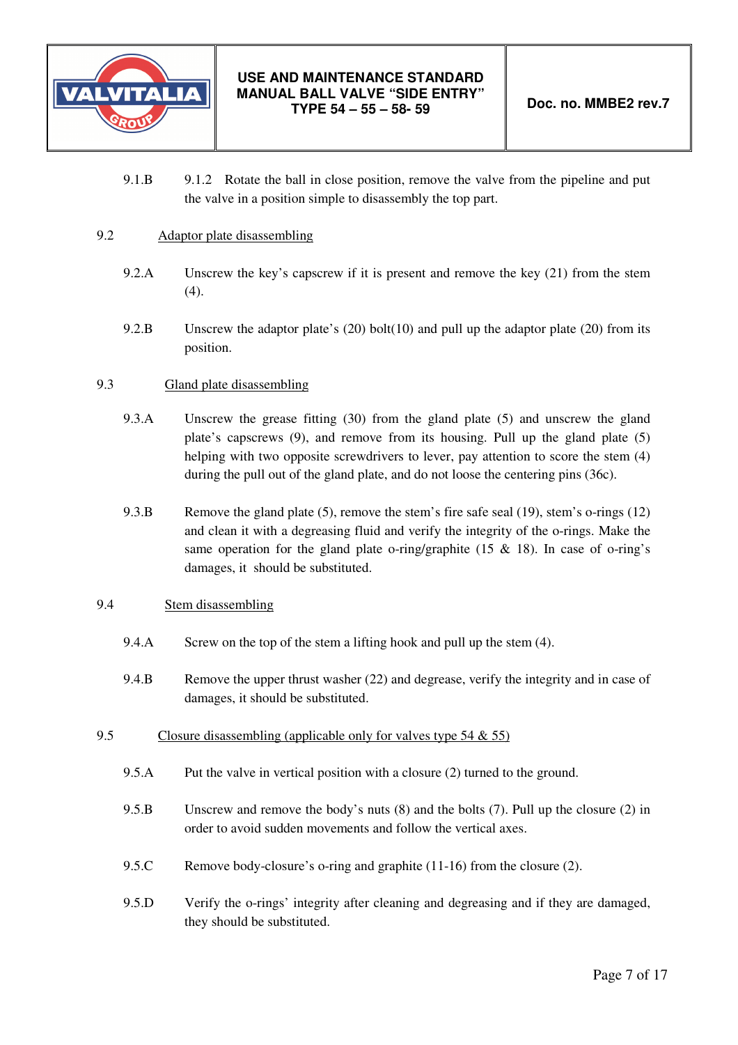9.1.B 9.1.2 Rotate the ball in close position, remove the valve from the pipeline and put the valve in a position simple to disassembly the top part.

9.2 Adaptor plate disassembling

9.2.A Unscrew the key's capscrew if it is present and remove the key (21) from the stem (4).

9.2.B Unscrew the adaptor plate's (20) bolt(10) and pull up the adaptor plate (20) from its position.

9.3 Gland plate disassembling

9.3.A Unscrew the grease fitting (30) from the gland plate (5) and unscrew the gland plate's capscrews (9), and remove from its housing. Pull up the gland plate (5) helping with two opposite screwdrivers to lever, pay attention to score the stem (4) during the pull out of the gland plate, and do not loose the centering pins (36c).

9.3.B Remove the gland plate (5), remove the stem's fire safe seal (19), stem's o-rings (12) and clean it with a degreasing fluid and verify the integrity of the o-rings. Make the same operation for the gland plate o-ring/graphite (15 & 18). In case of o-ring's damages, it should be substituted.

9.4 Stem disassembling

9.4.A Screw on the top of the stem a lifting hook and pull up the stem (4).

9.4.B Remove the upper thrust washer (22) and degrease, verify the integrity and in case of damages, it should be substituted.

9.5 Closure disassembling (applicable only for valves type 54 & 55)

9.5.A Put the valve in vertical position with a closure (2) turned to the ground.

9.5.B Unscrew and remove the body's nuts (8) and the bolts (7). Pull up the closure (2) in order to avoid sudden movements and follow the vertical axes.

9.5.C Remove body-closure's o-ring and graphite (11-16) from the closure (2).

9.5.D Verify the o-rings' integrity after cleaning and degreasing and if they are damaged, they should be substituted.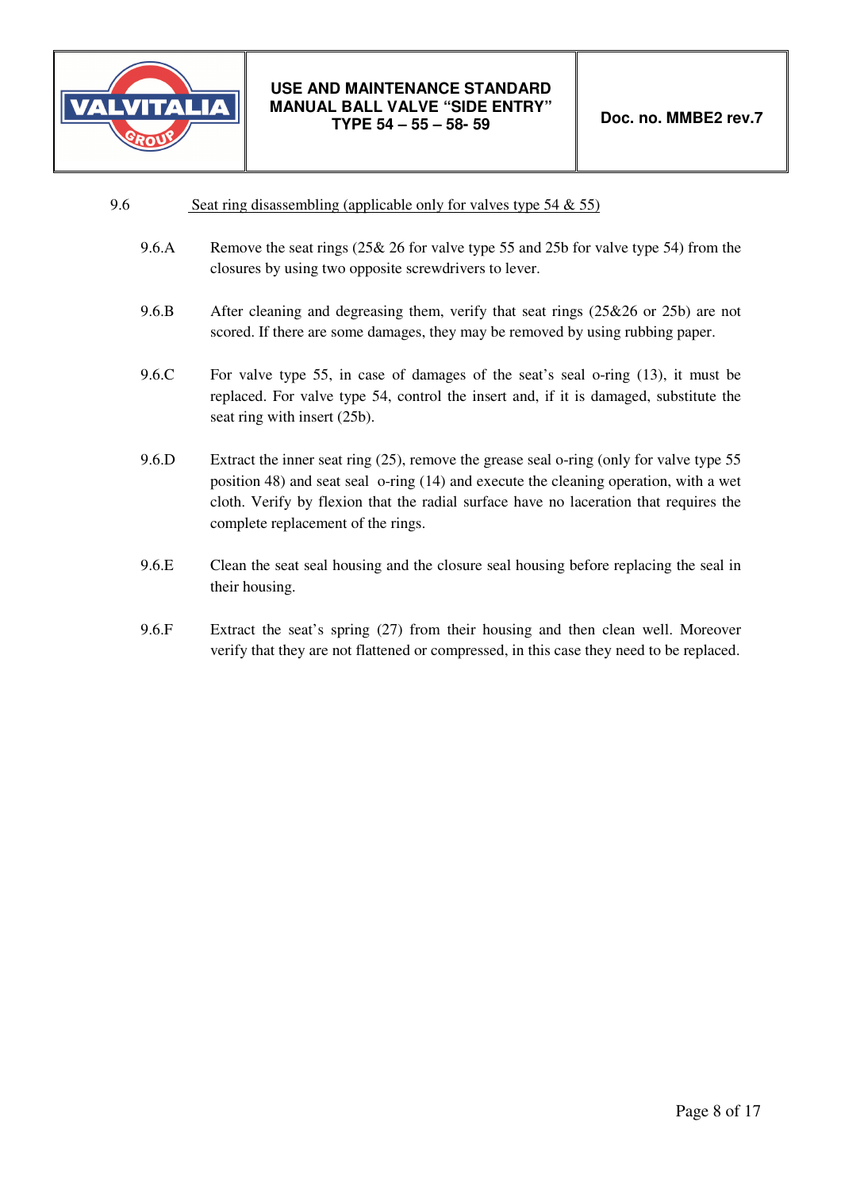## 9.6 Seat ring disassembling (applicable only for valves type 54 & 55)

9.6.A Remove the seat rings (25& 26 for valve type 55 and 25b for valve type 54) from the closures by using two opposite screwdrivers to lever.

9.6.B After cleaning and degreasing them, verify that seat rings (25&26 or 25b) are not scored. If there are some damages, they may be removed by using rubbing paper.

9.6.C For valve type 55, in case of damages of the seat's seal o-ring (13), it must be replaced. For valve type 54, control the insert and, if it is damaged, substitute the seat ring with insert (25b).

9.6.D Extract the inner seat ring (25), remove the grease seal o-ring (only for valve type 55 position 48) and seat seal o-ring (14) and execute the cleaning operation, with a wet cloth. Verify by flexion that the radial surface have no laceration that requires the complete replacement of the rings.

9.6.E Clean the seat seal housing and the closure seal housing before replacing the seal in their housing.

9.6.F Extract the seat's spring (27) from their housing and then clean well. Moreover verify that they are not flattened or compressed, in this case they need to be replaced.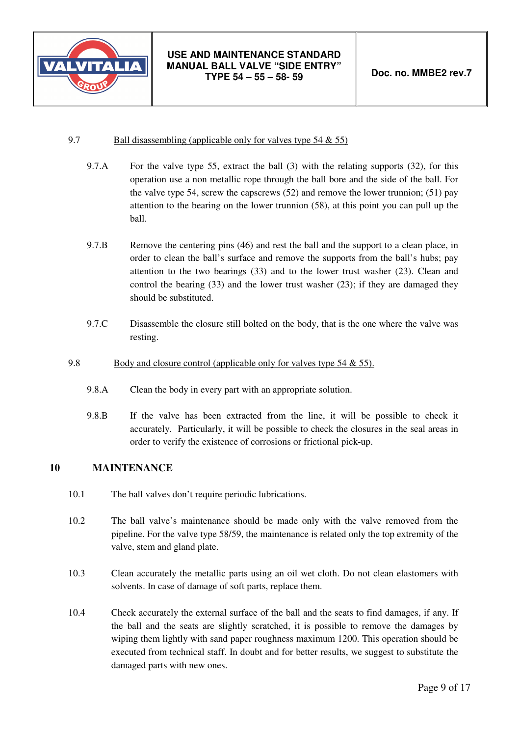9.7 Ball disassembling (applicable only for valves type 54 & 55)

9.7.A For the valve type 55, extract the ball (3) with the relating supports (32), for this operation use a non metallic rope through the ball bore and the side of the ball. For the valve type 54, screw the capscrews (52) and remove the lower trunnion; (51) pay attention to the bearing on the lower trunnion (58), at this point you can pull up the ball.

9.7.B Remove the centering pins (46) and rest the ball and the support to a clean place, in order to clean the ball's surface and remove the supports from the ball's hubs; pay attention to the two bearings (33) and to the lower trust washer (23). Clean and control the bearing (33) and the lower trust washer (23); if they are damaged they should be substituted.

9.7.C Disassemble the closure still bolted on the body, that is the one where the valve was resting.

9.8 Body and closure control (applicable only for valves type 54 & 55).

9.8.A Clean the body in every part with an appropriate solution.

9.8.B If the valve has been extracted from the line, it will be possible to check it accurately. Particularly, it will be possible to check the closures in the seal areas in order to verify the existence of corrosions or frictional pick-up.

## 10 MAINTENANCE

10.1 The ball valves don't require periodic lubrications.

10.2 The ball valve's maintenance should be made only with the valve removed from the pipeline. For the valve type 58/59, the maintenance is related only the top extremity of the valve, stem and gland plate.

10.3 Clean accurately the metallic parts using an oil wet cloth. Do not clean elastomers with solvents. In case of damage of soft parts, replace them.

10.4 Check accurately the external surface of the ball and the seats to find damages, if any. If the ball and the seats are slightly scratched, it is possible to remove the damages by wiping them lightly with sand paper roughness maximum 1200. This operation should be executed from technical staff. In doubt and for better results, we suggest to substitute the damaged parts with new ones.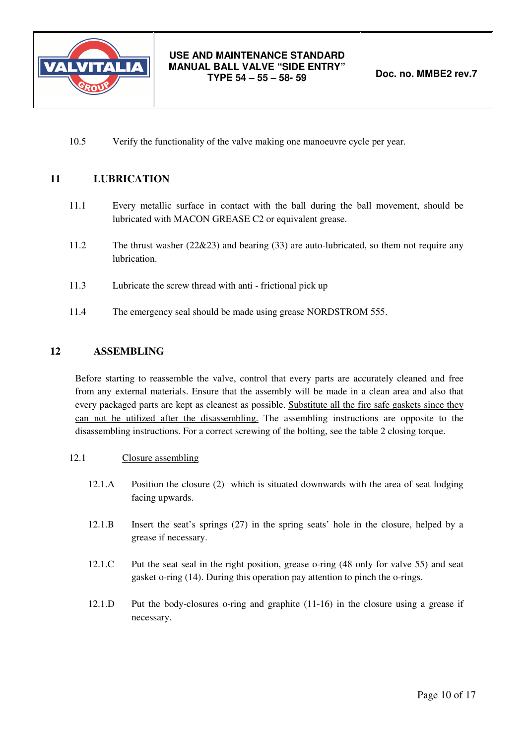10.5 Verify the functionality of the valve making one manoeuvre cycle per year.

## 11 LUBRICATION

11.1 Every metallic surface in contact with the ball during the ball movement, should be lubricated with MACON GREASE C2 or equivalent grease.

11.2 The thrust washer (22&23) and bearing (33) are auto-lubricated, so them not require any lubrication.

11.3 Lubricate the screw thread with anti - frictional pick up

11.4 The emergency seal should be made using grease NORDSTROM 555.

## 12 ASSEMBLING

Before starting to reassemble the valve, control that every parts are accurately cleaned and free from any external materials. Ensure that the assembly will be made in a clean area and also that every packaged parts are kept as cleanest as possible. <u>Substitute all the fire safe gaskets since they can not be utilized after the disassembling.</u> The assembling instructions are opposite to the disassembling instructions. For a correct screwing of the bolting, see the table 2 closing torque.

12.1 <u>Closure assembling</u>

12.1.A Position the closure (2) which is situated downwards with the area of seat lodging facing upwards.

12.1.B Insert the seat's springs (27) in the spring seats' hole in the closure, helped by a grease if necessary.

12.1.C Put the seat seal in the right position, grease o-ring (48 only for valve 55) and seat gasket o-ring (14). During this operation pay attention to pinch the o-rings.

12.1.D Put the body-closures o-ring and graphite (11-16) in the closure using a grease if necessary.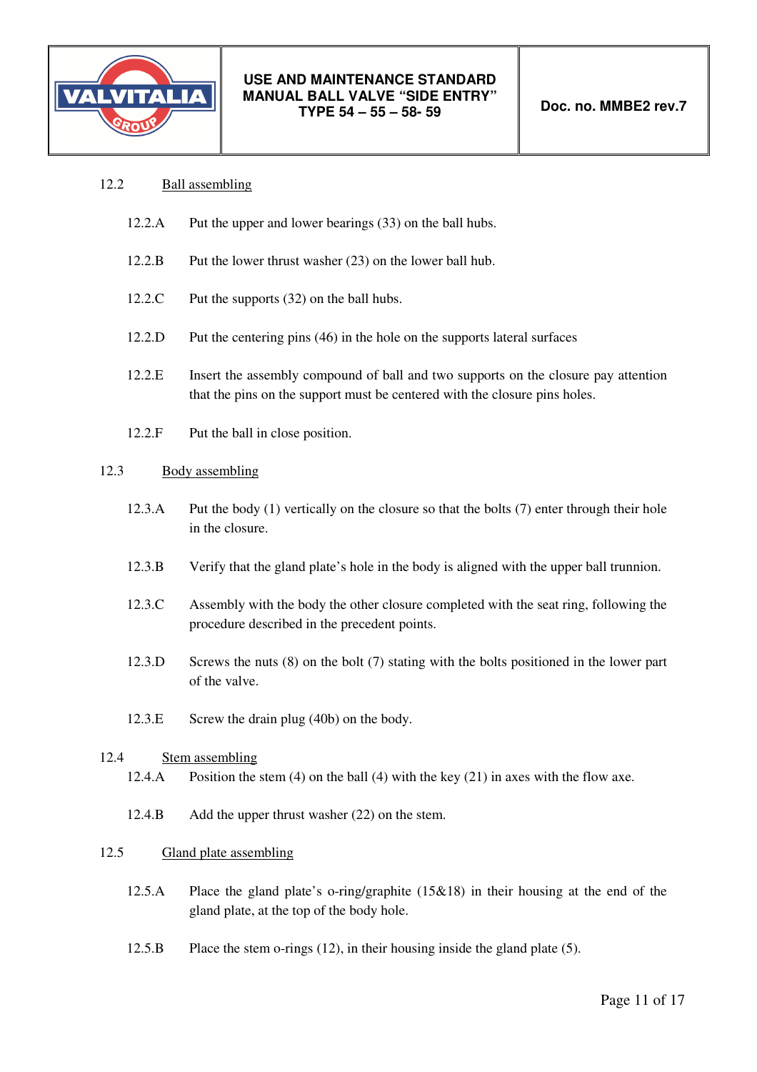### 12.2 Ball assembling

- 12.2.A Put the upper and lower bearings (33) on the ball hubs.
- 12.2.B Put the lower thrust washer (23) on the lower ball hub.
- 12.2.C Put the supports (32) on the ball hubs.
- 12.2.D Put the centering pins (46) in the hole on the supports lateral surfaces
- 12.2.E Insert the assembly compound of ball and two supports on the closure pay attention that the pins on the support must be centered with the closure pins holes.
- 12.2.F Put the ball in close position.

### 12.3 Body assembling

- 12.3.A Put the body (1) vertically on the closure so that the bolts (7) enter through their hole in the closure.
- 12.3.B Verify that the gland plate's hole in the body is aligned with the upper ball trunnion.
- 12.3.C Assembly with the body the other closure completed with the seat ring, following the procedure described in the precedent points.
- 12.3.D Screws the nuts (8) on the bolt (7) stating with the bolts positioned in the lower part of the valve.
- 12.3.E Screw the drain plug (40b) on the body.

### 12.4 Stem assembling

- 12.4.A Position the stem (4) on the ball (4) with the key (21) in axes with the flow axe.
- 12.4.B Add the upper thrust washer (22) on the stem.

### 12.5 Gland plate assembling

- 12.5.A Place the gland plate's o-ring/graphite (15&18) in their housing at the end of the gland plate, at the top of the body hole.
- 12.5.B Place the stem o-rings (12), in their housing inside the gland plate (5).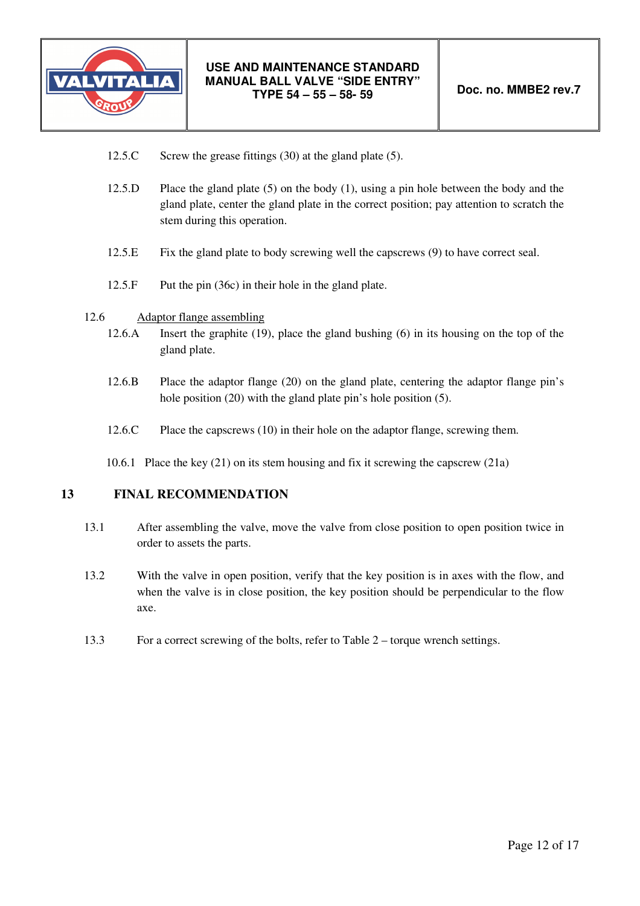12.5.C Screw the grease fittings (30) at the gland plate (5).

12.5.D Place the gland plate (5) on the body (1), using a pin hole between the body and the gland plate, center the gland plate in the correct position; pay attention to scratch the stem during this operation.

12.5.E Fix the gland plate to body screwing well the capscrews (9) to have correct seal.

12.5.F Put the pin (36c) in their hole in the gland plate.

12.6 <u>Adaptor flange assembling</u>

12.6.A Insert the graphite (19), place the gland bushing (6) in its housing on the top of the gland plate.

12.6.B Place the adaptor flange (20) on the gland plate, centering the adaptor flange pin's hole position (20) with the gland plate pin's hole position (5).

12.6.C Place the capscrews (10) in their hole on the adaptor flange, screwing them.

10.6.1 Place the key (21) on its stem housing and fix it screwing the capscrew (21a)

## 13 FINAL RECOMMENDATION

13.1 After assembling the valve, move the valve from close position to open position twice in order to assets the parts.

13.2 With the valve in open position, verify that the key position is in axes with the flow, and when the valve is in close position, the key position should be perpendicular to the flow axe.

13.3 For a correct screwing of the bolts, refer to Table 2 – torque wrench settings.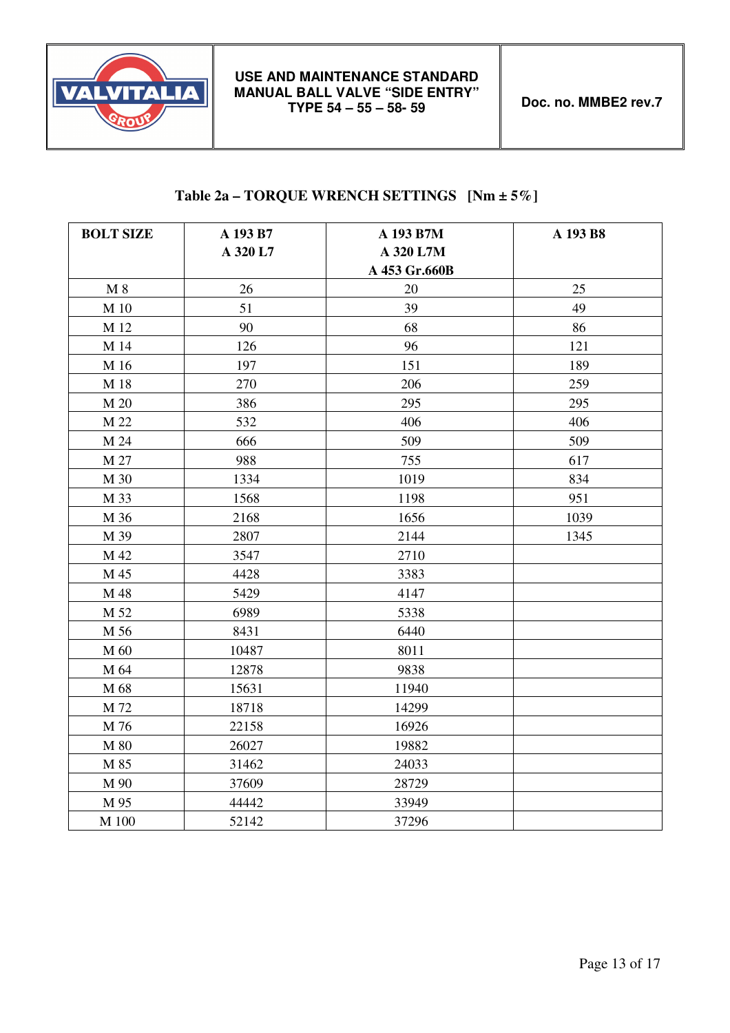## Table 2a – TORQUE WRENCH SETTINGS [Nm ± 5%]

| BOLT SIZE | A 193 B7<br>A 320 L7 | A 193 B7M<br>A 320 L7M<br>A 453 Gr.660B | A 193 B8 |
|---|---|---|---|
| M 8 | 26 | 20 | 25 |
| M 10 | 51 | 39 | 49 |
| M 12 | 90 | 68 | 86 |
| M 14 | 126 | 96 | 121 |
| M 16 | 197 | 151 | 189 |
| M 18 | 270 | 206 | 259 |
| M 20 | 386 | 295 | 295 |
| M 22 | 532 | 406 | 406 |
| M 24 | 666 | 509 | 509 |
| M 27 | 988 | 755 | 617 |
| M 30 | 1334 | 1019 | 834 |
| M 33 | 1568 | 1198 | 951 |
| M 36 | 2168 | 1656 | 1039 |
| M 39 | 2807 | 2144 | 1345 |
| M 42 | 3547 | 2710 | |
| M 45 | 4428 | 3383 | |
| M 48 | 5429 | 4147 | |
| M 52 | 6989 | 5338 | |
| M 56 | 8431 | 6440 | |
| M 60 | 10487 | 8011 | |
| M 64 | 12878 | 9838 | |
| M 68 | 15631 | 11940 | |
| M 72 | 18718 | 14299 | |
| M 76 | 22158 | 16926 | |
| M 80 | 26027 | 19882 | |
| M 85 | 31462 | 24033 | |
| M 90 | 37609 | 28729 | |
| M 95 | 44442 | 33949 | |
| M 100 | 52142 | 37296 | |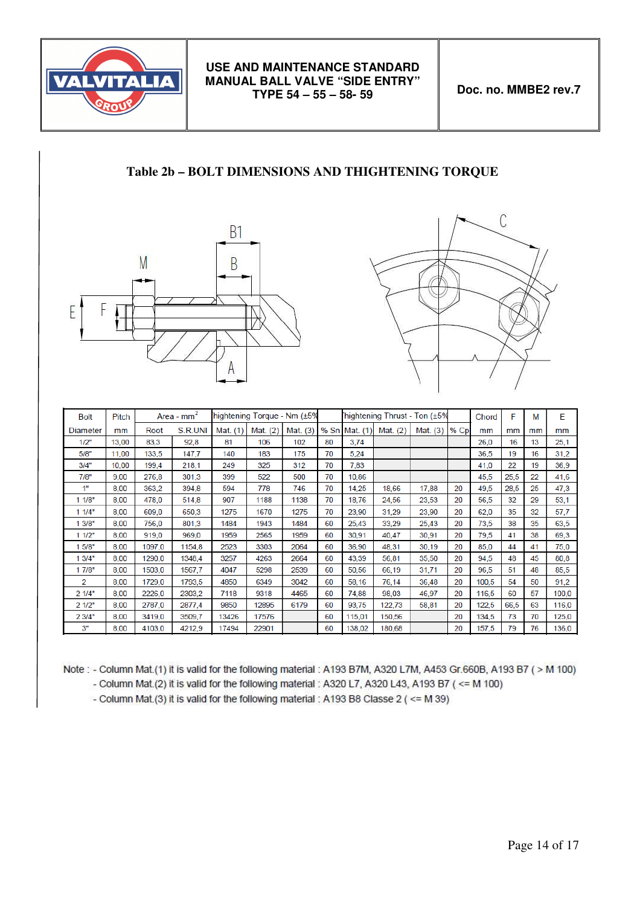## Table 2b – BOLT DIMENSIONS AND THIGHTENING TORQUE

| Bolt Diameter | Pitch mm | Area - mm² Root | Area - mm² S.R.UNI | Thightening Torque - Nm (±5%) Mat. (1) | Mat. (2) | Mat. (3) | % Sn | Thightening Thrust - Ton (±5%) Mat. (1) | Mat. (2) | Mat. (3) | % Cp | Chord mm | F mm | M mm | E mm |
|---|---|---|---|---|---|---|---|---|---|---|---|---|---|---|---|
| 1/2" | 13,00 | 83,3 | 92,8 | 81 | 106 | 102 | 80 | 3,74 | | | | 26,0 | 16 | 13 | 25,1 |
| 5/8" | 11,00 | 133,5 | 147,7 | 140 | 183 | 175 | 70 | 5,24 | | | | 36,5 | 19 | 16 | 31,2 |
| 3/4" | 10,00 | 199,4 | 218,1 | 249 | 325 | 312 | 70 | 7,83 | | | | 41,0 | 22 | 19 | 36,9 |
| 7/8" | 9,00 | 276,8 | 301,3 | 399 | 522 | 500 | 70 | 10,86 | | | | 45,5 | 25,5 | 22 | 41,6 |
| 1" | 8,00 | 363,2 | 394,8 | 594 | 778 | 746 | 70 | 14,25 | 18,66 | 17,88 | 20 | 49,5 | 28,5 | 25 | 47,3 |
| 1 1/8" | 8,00 | 478,0 | 514,8 | 907 | 1188 | 1138 | 70 | 18,76 | 24,56 | 23,53 | 20 | 56,5 | 32 | 29 | 53,1 |
| 1 1/4" | 8,00 | 609,0 | 650,3 | 1275 | 1670 | 1275 | 70 | 23,90 | 31,29 | 23,90 | 20 | 62,0 | 35 | 32 | 57,7 |
| 1 3/8" | 8,00 | 756,0 | 801,3 | 1484 | 1943 | 1484 | 60 | 25,43 | 33,29 | 25,43 | 20 | 73,5 | 38 | 35 | 63,5 |
| 1 1/2" | 8,00 | 919,0 | 969,0 | 1959 | 2565 | 1959 | 60 | 30,91 | 40,47 | 30,91 | 20 | 79,5 | 41 | 38 | 69,3 |
| 1 5/8" | 8,00 | 1097,0 | 1154,8 | 2523 | 3303 | 2064 | 60 | 36,90 | 48,31 | 30,19 | 20 | 85,0 | 44 | 41 | 75,0 |
| 1 3/4" | 8,00 | 1290,0 | 1346,4 | 3257 | 4263 | 2664 | 60 | 43,39 | 56,81 | 35,50 | 20 | 94,5 | 48 | 45 | 80,8 |
| 1 7/8" | 8,00 | 1503,0 | 1567,7 | 4047 | 5298 | 2539 | 60 | 50,56 | 66,19 | 31,71 | 20 | 96,5 | 51 | 48 | 85,5 |
| 2 | 8,00 | 1729,0 | 1793,5 | 4850 | 6349 | 3042 | 60 | 58,16 | 76,14 | 36,48 | 20 | 100,5 | 54 | 50 | 91,2 |
| 2 1/4" | 8,00 | 2226,0 | 2303,2 | 7118 | 9318 | 4465 | 60 | 74,88 | 98,03 | 46,97 | 20 | 116,5 | 60 | 57 | 100,0 |
| 2 1/2" | 8,00 | 2787,0 | 2877,4 | 9850 | 12895 | 6179 | 60 | 93,75 | 122,73 | 58,81 | 20 | 122,5 | 66,5 | 63 | 116,0 |
| 2 3/4" | 8,00 | 3419,0 | 3509,7 | 13426 | 17576 | | 60 | 115,01 | 150,56 | | 20 | 134,5 | 73 | 70 | 125,0 |
| 3" | 8,00 | 4103,0 | 4212,9 | 17494 | 22901 | | 60 | 138,02 | 180,68 | | 20 | 157,5 | 79 | 76 | 136,0 |

Note : - Column Mat.(1) it is valid for the following material : A193 B7M, A320 L7M, A453 Gr.660B, A193 B7 ( > M 100)
- Column Mat.(2) it is valid for the following material : A320 L7, A320 L43, A193 B7 ( <= M 100)
- Column Mat.(3) it is valid for the following material : A193 B8 Classe 2 ( <= M 39)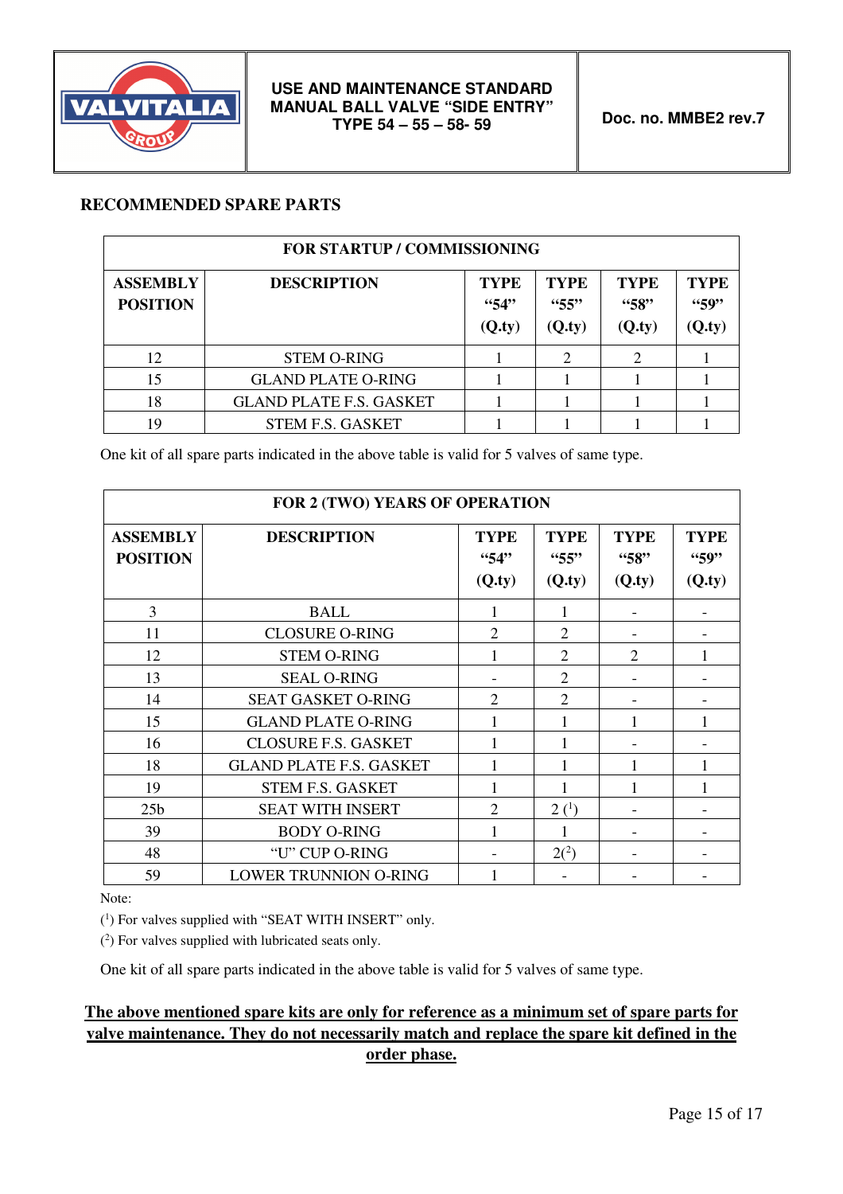## RECOMMENDED SPARE PARTS

| FOR STARTUP / COMMISSIONING | | | | | |
|---|---|---|---|---|---|
| **ASSEMBLY POSITION** | **DESCRIPTION** | **TYPE "54" (Q.ty)** | **TYPE "55" (Q.ty)** | **TYPE "58" (Q.ty)** | **TYPE "59" (Q.ty)** |
| 12 | STEM O-RING | 1 | 2 | 2 | 1 |
| 15 | GLAND PLATE O-RING | 1 | 1 | 1 | 1 |
| 18 | GLAND PLATE F.S. GASKET | 1 | 1 | 1 | 1 |
| 19 | STEM F.S. GASKET | 1 | 1 | 1 | 1 |

One kit of all spare parts indicated in the above table is valid for 5 valves of same type.

| FOR 2 (TWO) YEARS OF OPERATION | | | | | |
|---|---|---|---|---|---|
| **ASSEMBLY POSITION** | **DESCRIPTION** | **TYPE "54" (Q.ty)** | **TYPE "55" (Q.ty)** | **TYPE "58" (Q.ty)** | **TYPE "59" (Q.ty)** |
| 3 | BALL | 1 | 1 | - | - |
| 11 | CLOSURE O-RING | 2 | 2 | - | - |
| 12 | STEM O-RING | 1 | 2 | 2 | 1 |
| 13 | SEAL O-RING | - | 2 | - | - |
| 14 | SEAT GASKET O-RING | 2 | 2 | - | - |
| 15 | GLAND PLATE O-RING | 1 | 1 | 1 | 1 |
| 16 | CLOSURE F.S. GASKET | 1 | 1 | - | - |
| 18 | GLAND PLATE F.S. GASKET | 1 | 1 | 1 | 1 |
| 19 | STEM F.S. GASKET | 1 | 1 | 1 | 1 |
| 25b | SEAT WITH INSERT | 2 | 2 (1) | - | - |
| 39 | BODY O-RING | 1 | 1 | - | - |
| 48 | "U" CUP O-RING | - | 2(2) | - | - |
| 59 | LOWER TRUNNION O-RING | 1 | - | - | - |

Note:

(1) For valves supplied with "SEAT WITH INSERT" only.

(2) For valves supplied with lubricated seats only.

One kit of all spare parts indicated in the above table is valid for 5 valves of same type.

**The above mentioned spare kits are only for reference as a minimum set of spare parts for valve maintenance. They do not necessarily match and replace the spare kit defined in the order phase.**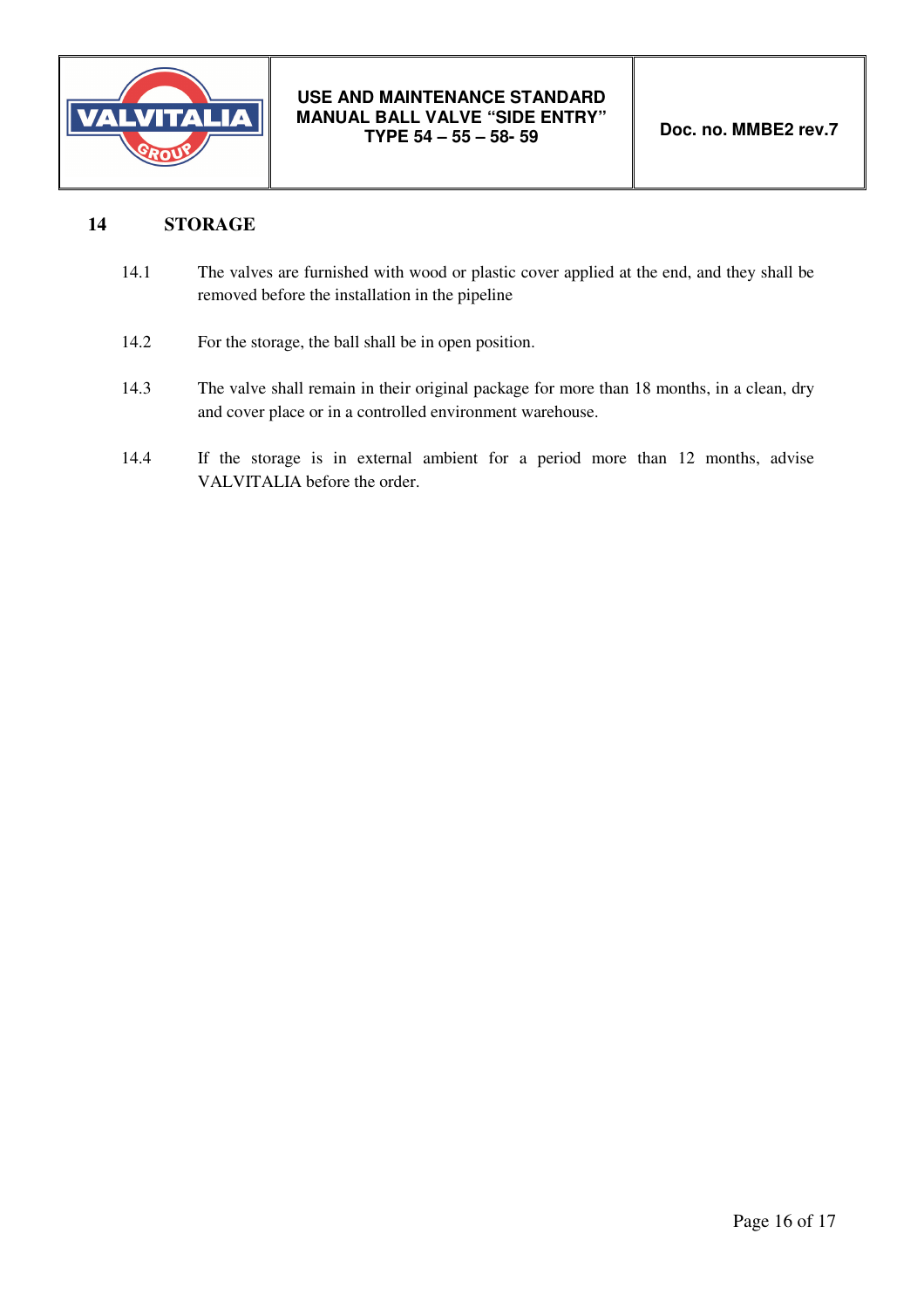## 14 STORAGE

14.1 The valves are furnished with wood or plastic cover applied at the end, and they shall be removed before the installation in the pipeline

14.2 For the storage, the ball shall be in open position.

14.3 The valve shall remain in their original package for more than 18 months, in a clean, dry and cover place or in a controlled environment warehouse.

14.4 If the storage is in external ambient for a period more than 12 months, advise VALVITALIA before the order.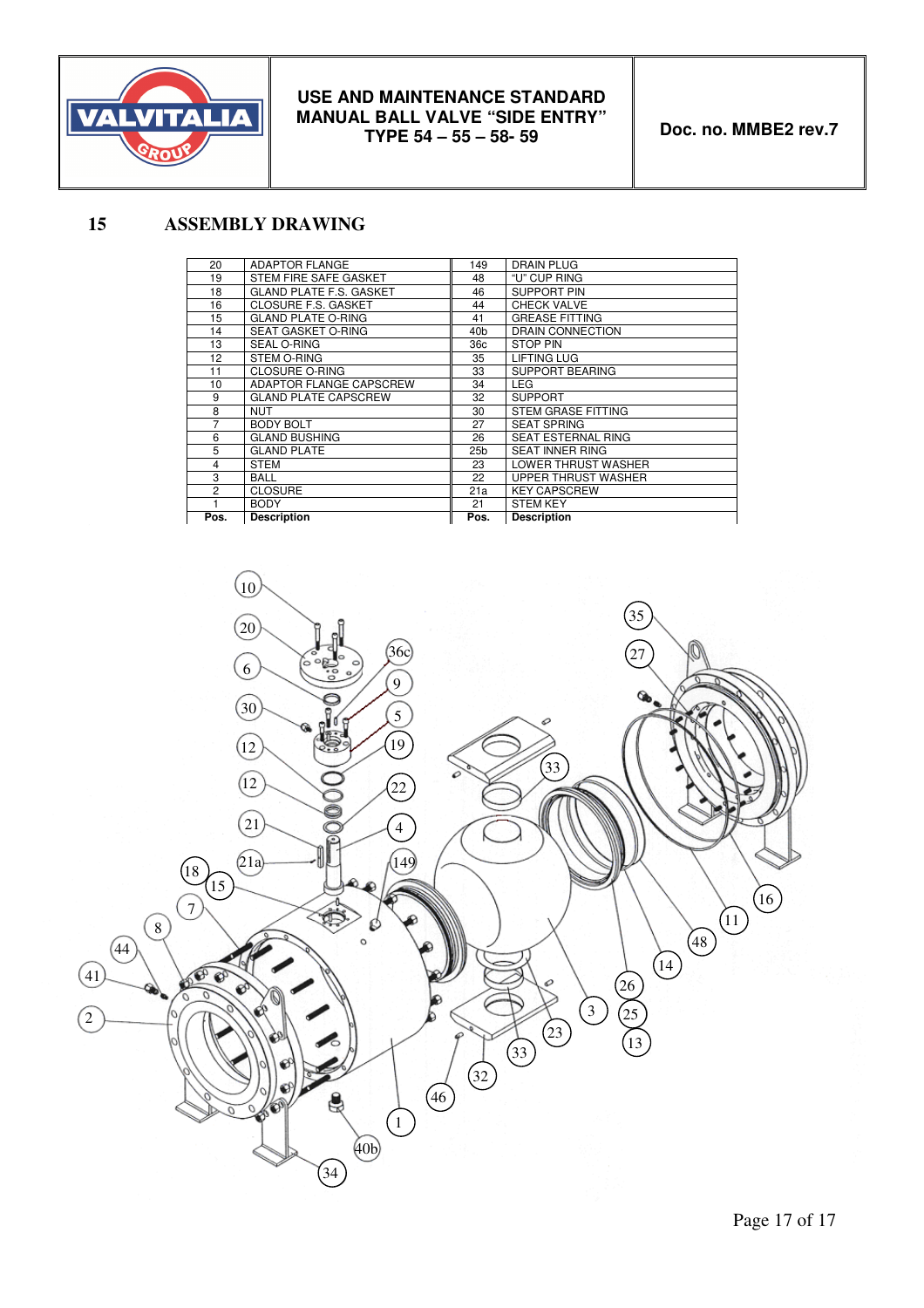# 15 ASSEMBLY DRAWING

| Pos. | Description | Pos. | Description |
|---|---|---|---|
| 20 | ADAPTOR FLANGE | 149 | DRAIN PLUG |
| 19 | STEM FIRE SAFE GASKET | 48 | "U" CUP RING |
| 18 | GLAND PLATE F.S. GASKET | 46 | SUPPORT PIN |
| 16 | CLOSURE F.S. GASKET | 44 | CHECK VALVE |
| 15 | GLAND PLATE O-RING | 41 | GREASE FITTING |
| 14 | SEAT GASKET O-RING | 40b | DRAIN CONNECTION |
| 13 | SEAL O-RING | 36c | STOP PIN |
| 12 | STEM O-RING | 35 | LIFTING LUG |
| 11 | CLOSURE O-RING | 33 | SUPPORT BEARING |
| 10 | ADAPTOR FLANGE CAPSCREW | 34 | LEG |
| 9 | GLAND PLATE CAPSCREW | 32 | SUPPORT |
| 8 | NUT | 30 | STEM GRASE FITTING |
| 7 | BODY BOLT | 27 | SEAT SPRING |
| 6 | GLAND BUSHING | 26 | SEAT ESTERNAL RING |
| 5 | GLAND PLATE | 25b | SEAT INNER RING |
| 4 | STEM | 23 | LOWER THRUST WASHER |
| 3 | BALL | 22 | UPPER THRUST WASHER |
| 2 | CLOSURE | 21a | KEY CAPSCREW |
| 1 | BODY | 21 | STEM KEY |

10
20
6
30
12
12
21
21a
18
15
7
8
44
41
2
36c
9
5
19
22
4
149
40b
34
1
46
32
33
23
3
33
26
25
13
14
48
11
16
35
27